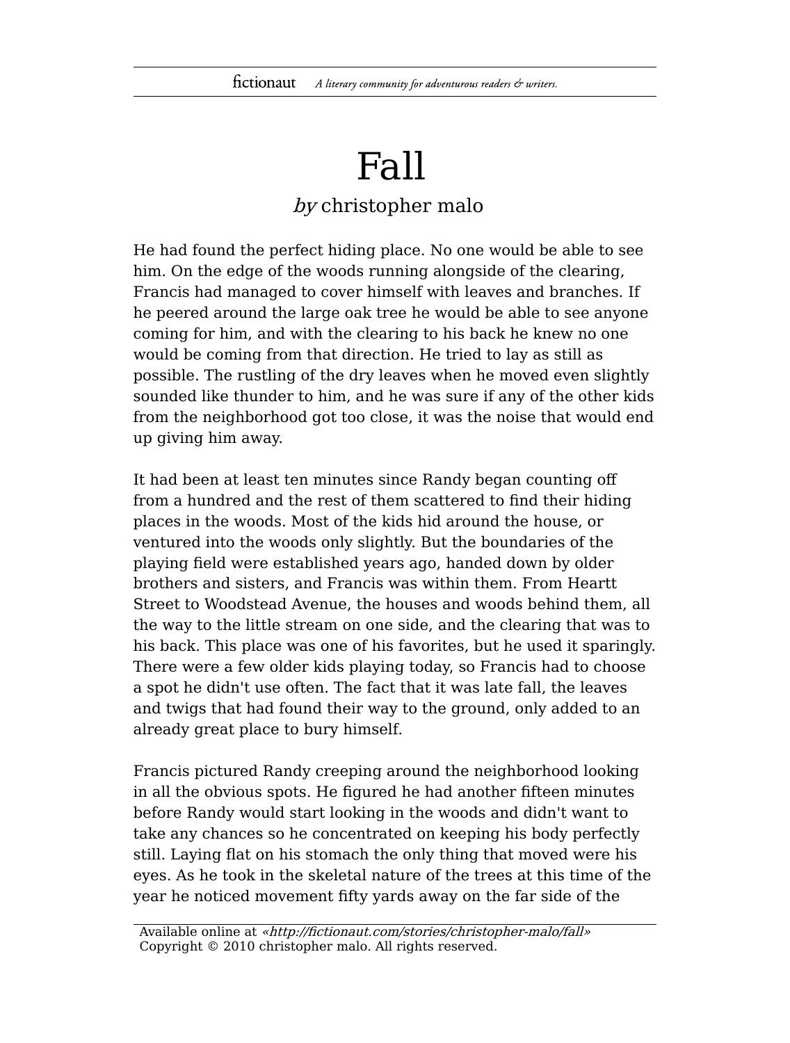# Fall

*by* christopher malo

He had found the perfect hiding place. No one would be able to see him. On the edge of the woods running alongside of the clearing, Francis had managed to cover himself with leaves and branches. If he peered around the large oak tree he would be able to see anyone coming for him, and with the clearing to his back he knew no one would be coming from that direction. He tried to lay as still as possible. The rustling of the dry leaves when he moved even slightly sounded like thunder to him, and he was sure if any of the other kids from the neighborhood got too close, it was the noise that would end up giving him away.

It had been at least ten minutes since Randy began counting off from a hundred and the rest of them scattered to find their hiding places in the woods. Most of the kids hid around the house, or ventured into the woods only slightly. But the boundaries of the playing field were established years ago, handed down by older brothers and sisters, and Francis was within them. From Heartt Street to Woodstead Avenue, the houses and woods behind them, all the way to the little stream on one side, and the clearing that was to his back. This place was one of his favorites, but he used it sparingly. There were a few older kids playing today, so Francis had to choose a spot he didn't use often. The fact that it was late fall, the leaves and twigs that had found their way to the ground, only added to an already great place to bury himself.

Francis pictured Randy creeping around the neighborhood looking in all the obvious spots. He figured he had another fifteen minutes before Randy would start looking in the woods and didn't want to take any chances so he concentrated on keeping his body perfectly still. Laying flat on his stomach the only thing that moved were his eyes. As he took in the skeletal nature of the trees at this time of the year he noticed movement fifty yards away on the far side of the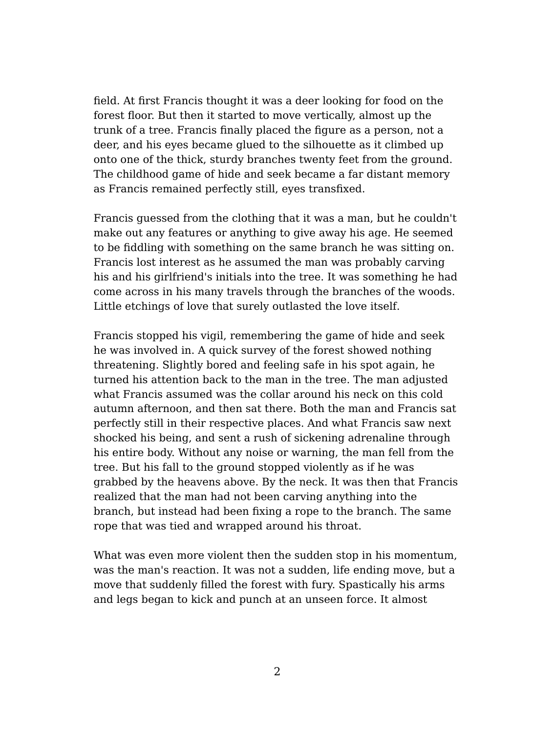field. At first Francis thought it was a deer looking for food on the forest floor. But then it started to move vertically, almost up the trunk of a tree. Francis finally placed the figure as a person, not a deer, and his eyes became glued to the silhouette as it climbed up onto one of the thick, sturdy branches twenty feet from the ground. The childhood game of hide and seek became a far distant memory as Francis remained perfectly still, eyes transfixed.

Francis guessed from the clothing that it was a man, but he couldn't make out any features or anything to give away his age. He seemed to be fiddling with something on the same branch he was sitting on. Francis lost interest as he assumed the man was probably carving his and his girlfriend's initials into the tree. It was something he had come across in his many travels through the branches of the woods. Little etchings of love that surely outlasted the love itself.

Francis stopped his vigil, remembering the game of hide and seek he was involved in. A quick survey of the forest showed nothing threatening. Slightly bored and feeling safe in his spot again, he turned his attention back to the man in the tree. The man adjusted what Francis assumed was the collar around his neck on this cold autumn afternoon, and then sat there. Both the man and Francis sat perfectly still in their respective places. And what Francis saw next shocked his being, and sent a rush of sickening adrenaline through his entire body. Without any noise or warning, the man fell from the tree. But his fall to the ground stopped violently as if he was grabbed by the heavens above. By the neck. It was then that Francis realized that the man had not been carving anything into the branch, but instead had been fixing a rope to the branch. The same rope that was tied and wrapped around his throat.

What was even more violent then the sudden stop in his momentum, was the man's reaction. It was not a sudden, life ending move, but a move that suddenly filled the forest with fury. Spastically his arms and legs began to kick and punch at an unseen force. It almost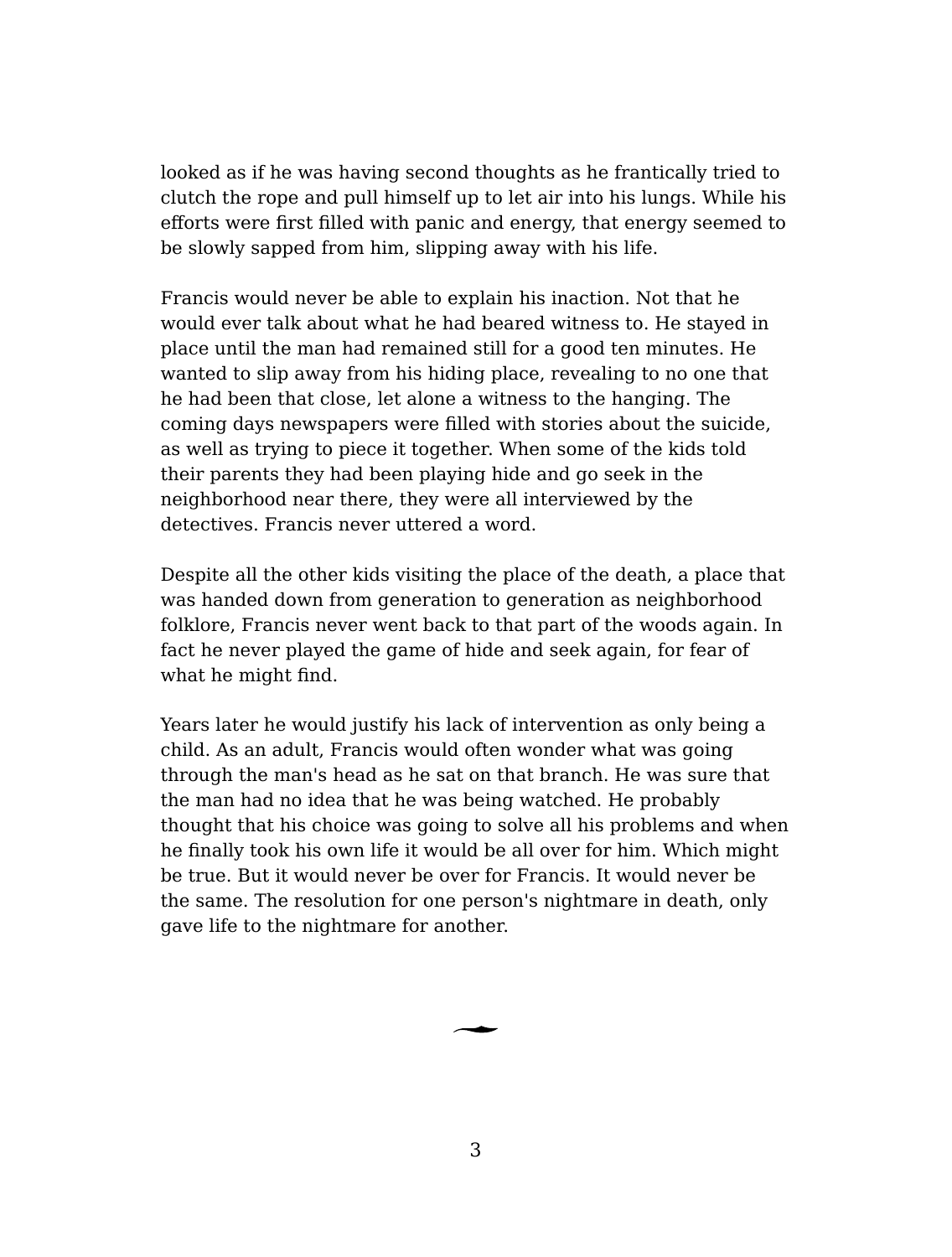looked as if he was having second thoughts as he frantically tried to clutch the rope and pull himself up to let air into his lungs. While his efforts were first filled with panic and energy, that energy seemed to be slowly sapped from him, slipping away with his life.

Francis would never be able to explain his inaction. Not that he would ever talk about what he had beared witness to. He stayed in place until the man had remained still for a good ten minutes. He wanted to slip away from his hiding place, revealing to no one that he had been that close, let alone a witness to the hanging. The coming days newspapers were filled with stories about the suicide, as well as trying to piece it together. When some of the kids told their parents they had been playing hide and go seek in the neighborhood near there, they were all interviewed by the detectives. Francis never uttered a word.

Despite all the other kids visiting the place of the death, a place that was handed down from generation to generation as neighborhood folklore, Francis never went back to that part of the woods again. In fact he never played the game of hide and seek again, for fear of what he might find.

Years later he would justify his lack of intervention as only being a child. As an adult, Francis would often wonder what was going through the man's head as he sat on that branch. He was sure that the man had no idea that he was being watched. He probably thought that his choice was going to solve all his problems and when he finally took his own life it would be all over for him. Which might be true. But it would never be over for Francis. It would never be the same. The resolution for one person's nightmare in death, only gave life to the nightmare for another.